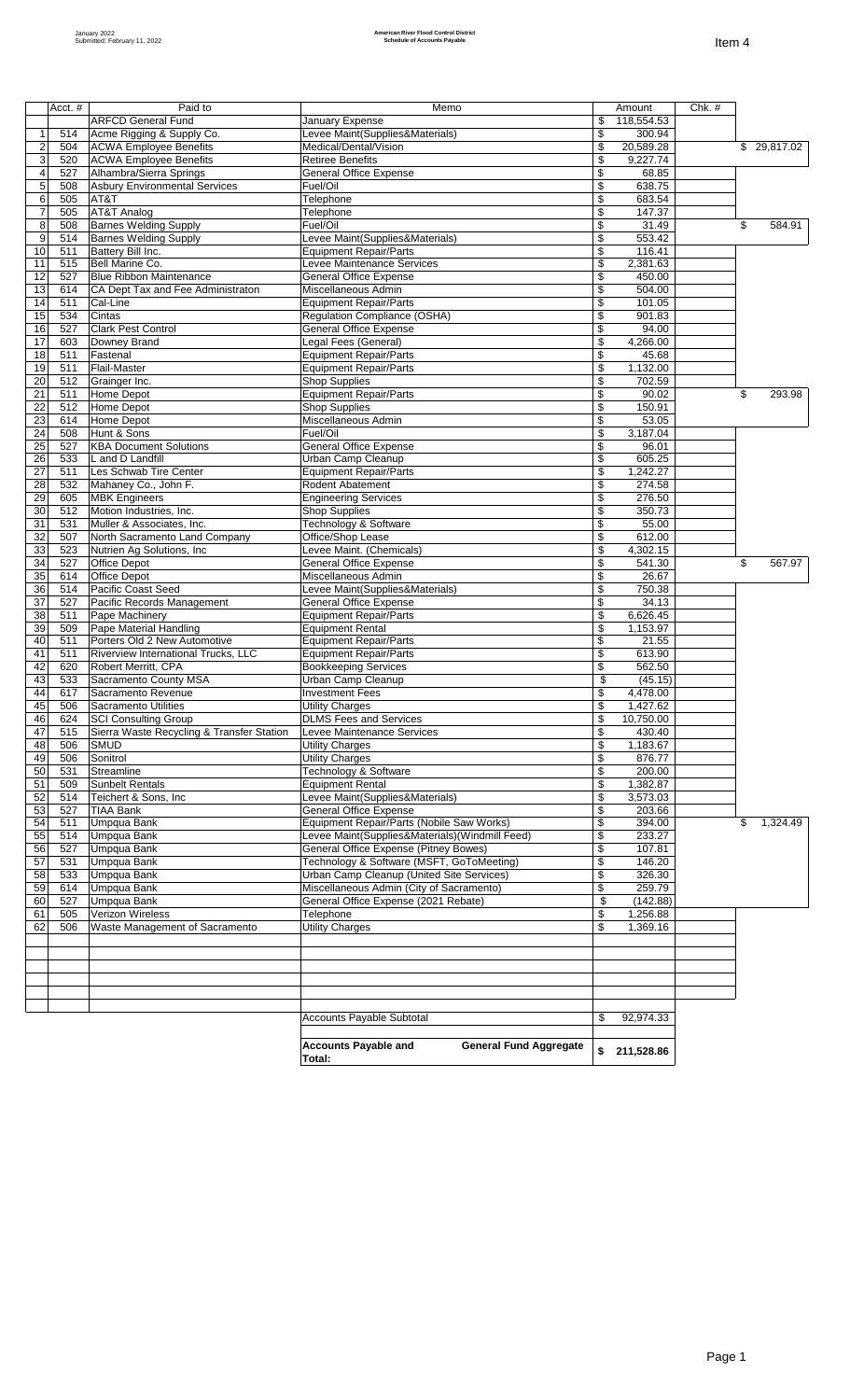January 2022
Submitted: February 11, 2022

**American River Flood Control District**
**Schedule of Accounts Payable**

Item 4

| | Acct. # | Paid to | Memo | Amount | Chk. # | |
|---|---|---|---|---|---|---|
| | | ARFCD General Fund | January Expense | $ 118,554.53 | | |
| 1 | 514 | Acme Rigging & Supply Co. | Levee Maint(Supplies&Materials) | $ 300.94 | | |
| 2 | 504 | ACWA Employee Benefits | Medical/Dental/Vision | $ 20,589.28 | | $ 29,817.02 |
| 3 | 520 | ACWA Employee Benefits | Retiree Benefits | $ 9,227.74 | | |
| 4 | 527 | Alhambra/Sierra Springs | General Office Expense | $ 68.85 | | |
| 5 | 508 | Asbury Environmental Services | Fuel/Oil | $ 638.75 | | |
| 6 | 505 | AT&T | Telephone | $ 683.54 | | |
| 7 | 505 | AT&T Analog | Telephone | $ 147.37 | | |
| 8 | 508 | Barnes Welding Supply | Fuel/Oil | $ 31.49 | | $ 584.91 |
| 9 | 514 | Barnes Welding Supply | Levee Maint(Supplies&Materials) | $ 553.42 | | |
| 10 | 511 | Battery Bill Inc. | Equipment Repair/Parts | $ 116.41 | | |
| 11 | 515 | Bell Marine Co. | Levee Maintenance Services | $ 2,381.63 | | |
| 12 | 527 | Blue Ribbon Maintenance | General Office Expense | $ 450.00 | | |
| 13 | 614 | CA Dept Tax and Fee Administraton | Miscellaneous Admin | $ 504.00 | | |
| 14 | 511 | Cal-Line | Equipment Repair/Parts | $ 101.05 | | |
| 15 | 534 | Cintas | Regulation Compliance (OSHA) | $ 901.83 | | |
| 16 | 527 | Clark Pest Control | General Office Expense | $ 94.00 | | |
| 17 | 603 | Downey Brand | Legal Fees (General) | $ 4,266.00 | | |
| 18 | 511 | Fastenal | Equipment Repair/Parts | $ 45.68 | | |
| 19 | 511 | Flail-Master | Equipment Repair/Parts | $ 1,132.00 | | |
| 20 | 512 | Grainger Inc. | Shop Supplies | $ 702.59 | | |
| 21 | 511 | Home Depot | Equipment Repair/Parts | $ 90.02 | | $ 293.98 |
| 22 | 512 | Home Depot | Shop Supplies | $ 150.91 | | |
| 23 | 614 | Home Depot | Miscellaneous Admin | $ 53.05 | | |
| 24 | 508 | Hunt & Sons | Fuel/Oil | $ 3,187.04 | | |
| 25 | 527 | KBA Document Solutions | General Office Expense | $ 96.01 | | |
| 26 | 533 | L and D Landfill | Urban Camp Cleanup | $ 605.25 | | |
| 27 | 511 | Les Schwab Tire Center | Equipment Repair/Parts | $ 1,242.27 | | |
| 28 | 532 | Mahaney Co., John F. | Rodent Abatement | $ 274.58 | | |
| 29 | 605 | MBK Engineers | Engineering Services | $ 276.50 | | |
| 30 | 512 | Motion Industries, Inc. | Shop Supplies | $ 350.73 | | |
| 31 | 531 | Muller & Associates, Inc. | Technology & Software | $ 55.00 | | |
| 32 | 507 | North Sacramento Land Company | Office/Shop Lease | $ 612.00 | | |
| 33 | 523 | Nutrien Ag Solutions, Inc | Levee Maint. (Chemicals) | $ 4,302.15 | | |
| 34 | 527 | Office Depot | General Office Expense | $ 541.30 | | $ 567.97 |
| 35 | 614 | Office Depot | Miscellaneous Admin | $ 26.67 | | |
| 36 | 514 | Pacific Coast Seed | Levee Maint(Supplies&Materials) | $ 750.38 | | |
| 37 | 527 | Pacific Records Management | General Office Expense | $ 34.13 | | |
| 38 | 511 | Pape Machinery | Equipment Repair/Parts | $ 6,626.45 | | |
| 39 | 509 | Pape Material Handling | Equipment Rental | $ 1,153.97 | | |
| 40 | 511 | Porters Old 2 New Automotive | Equipment Repair/Parts | $ 21.55 | | |
| 41 | 511 | Riverview International Trucks, LLC | Equipment Repair/Parts | $ 613.90 | | |
| 42 | 620 | Robert Merritt, CPA | Bookkeeping Services | $ 562.50 | | |
| 43 | 533 | Sacramento County MSA | Urban Camp Cleanup | $ (45.15) | | |
| 44 | 617 | Sacramento Revenue | Investment Fees | $ 4,478.00 | | |
| 45 | 506 | Sacramento Utilities | Utility Charges | $ 1,427.62 | | |
| 46 | 624 | SCI Consulting Group | DLMS Fees and Services | $ 10,750.00 | | |
| 47 | 515 | Sierra Waste Recycling & Transfer Station | Levee Maintenance Services | $ 430.40 | | |
| 48 | 506 | SMUD | Utility Charges | $ 1,183.67 | | |
| 49 | 506 | Sonitrol | Utility Charges | $ 876.77 | | |
| 50 | 531 | Streamline | Technology & Software | $ 200.00 | | |
| 51 | 509 | Sunbelt Rentals | Equipment Rental | $ 1,382.87 | | |
| 52 | 514 | Teichert & Sons, Inc | Levee Maint(Supplies&Materials) | $ 3,573.03 | | |
| 53 | 527 | TIAA Bank | General Office Expense | $ 203.66 | | |
| 54 | 511 | Umpqua Bank | Equipment Repair/Parts (Nobile Saw Works) | $ 394.00 | | $ 1,324.49 |
| 55 | 514 | Umpqua Bank | Levee Maint(Supplies&Materials)(Windmill Feed) | $ 233.27 | | |
| 56 | 527 | Umpqua Bank | General Office Expense (Pitney Bowes) | $ 107.81 | | |
| 57 | 531 | Umpqua Bank | Technology & Software (MSFT, GoToMeeting) | $ 146.20 | | |
| 58 | 533 | Umpqua Bank | Urban Camp Cleanup (United Site Services) | $ 326.30 | | |
| 59 | 614 | Umpqua Bank | Miscellaneous Admin (City of Sacramento) | $ 259.79 | | |
| 60 | 527 | Umpqua Bank | General Office Expense (2021 Rebate) | $ (142.88) | | |
| 61 | 505 | Verizon Wireless | Telephone | $ 1,256.88 | | |
| 62 | 506 | Waste Management of Sacramento | Utility Charges | $ 1,369.16 | | |
| | | | Accounts Payable Subtotal | $ 92,974.33 | | |
| | | | **Accounts Payable and General Fund Aggregate Total:** | **$ 211,528.86** | | |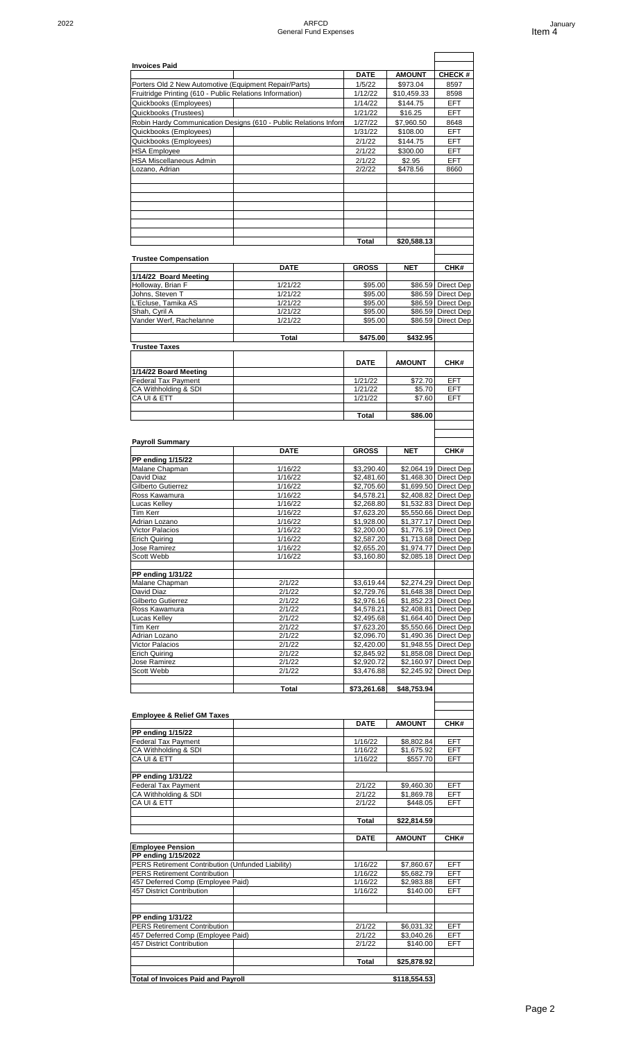2022 ARFCD General Fund Expenses January Item 4

| Invoices Paid | | DATE | AMOUNT | CHECK # |
|---|---|---|---|---|
| Porters Old 2 New Automotive (Equipment Repair/Parts) | | 1/5/22 | $973.04 | 8597 |
| Fruitridge Printing (610 - Public Relations Information) | | 1/12/22 | $10,459.33 | 8598 |
| Quickbooks (Employees) | | 1/14/22 | $144.75 | EFT |
| Quickbooks (Trustees) | | 1/21/22 | $16.25 | EFT |
| Robin Hardy Communication Designs (610 - Public Relations Inform | | 1/27/22 | $7,960.50 | 8648 |
| Quickbooks (Employees) | | 1/31/22 | $108.00 | EFT |
| Quickbooks (Employees) | | 2/1/22 | $144.75 | EFT |
| HSA Employee | | 2/1/22 | $300.00 | EFT |
| HSA Miscellaneous Admin | | 2/1/22 | $2.95 | EFT |
| Lozano, Adrian | | 2/2/22 | $478.56 | 8660 |
| | | Total | $20,588.13 | |

| Trustee Compensation | DATE | GROSS | NET | CHK# |
|---|---|---|---|---|
| 1/14/22 Board Meeting | | | | |
| Holloway, Brian F | 1/21/22 | $95.00 | $86.59 | Direct Dep |
| Johns, Steven T | 1/21/22 | $95.00 | $86.59 | Direct Dep |
| L'Ecluse, Tamika AS | 1/21/22 | $95.00 | $86.59 | Direct Dep |
| Shah, Cyril A | 1/21/22 | $95.00 | $86.59 | Direct Dep |
| Vander Werf, Rachelanne | 1/21/22 | $95.00 | $86.59 | Direct Dep |
| | Total | $475.00 | $432.95 | |

| Trustee Taxes | | DATE | AMOUNT | CHK# |
|---|---|---|---|---|
| 1/14/22 Board Meeting | | | | |
| Federal Tax Payment | | 1/21/22 | $72.70 | EFT |
| CA Withholding & SDI | | 1/21/22 | $5.70 | EFT |
| CA UI & ETT | | 1/21/22 | $7.60 | EFT |
| | | Total | $86.00 | |

| Payroll Summary | DATE | GROSS | NET | CHK# |
|---|---|---|---|---|
| PP ending 1/15/22 | | | | |
| Malane Chapman | 1/16/22 | $3,290.40 | $2,064.19 | Direct Dep |
| David Diaz | 1/16/22 | $2,481.60 | $1,468.30 | Direct Dep |
| Gilberto Gutierrez | 1/16/22 | $2,705.60 | $1,699.50 | Direct Dep |
| Ross Kawamura | 1/16/22 | $4,578.21 | $2,408.82 | Direct Dep |
| Lucas Kelley | 1/16/22 | $2,268.80 | $1,532.83 | Direct Dep |
| Tim Kerr | 1/16/22 | $7,623.20 | $5,550.66 | Direct Dep |
| Adrian Lozano | 1/16/22 | $1,928.00 | $1,377.17 | Direct Dep |
| Victor Palacios | 1/16/22 | $2,200.00 | $1,776.19 | Direct Dep |
| Erich Quiring | 1/16/22 | $2,587.20 | $1,713.68 | Direct Dep |
| Jose Ramirez | 1/16/22 | $2,655.20 | $1,974.77 | Direct Dep |
| Scott Webb | 1/16/22 | $3,160.80 | $2,085.18 | Direct Dep |
| PP ending 1/31/22 | | | | |
| Malane Chapman | 2/1/22 | $3,619.44 | $2,274.29 | Direct Dep |
| David Diaz | 2/1/22 | $2,729.76 | $1,648.38 | Direct Dep |
| Gilberto Gutierrez | 2/1/22 | $2,976.16 | $1,852.23 | Direct Dep |
| Ross Kawamura | 2/1/22 | $4,578.21 | $2,408.81 | Direct Dep |
| Lucas Kelley | 2/1/22 | $2,495.68 | $1,664.40 | Direct Dep |
| Tim Kerr | 2/1/22 | $7,623.20 | $5,550.66 | Direct Dep |
| Adrian Lozano | 2/1/22 | $2,096.70 | $1,490.36 | Direct Dep |
| Victor Palacios | 2/1/22 | $2,420.00 | $1,948.55 | Direct Dep |
| Erich Quiring | 2/1/22 | $2,845.92 | $1,858.08 | Direct Dep |
| Jose Ramirez | 2/1/22 | $2,920.72 | $2,160.97 | Direct Dep |
| Scott Webb | 2/1/22 | $3,476.88 | $2,245.92 | Direct Dep |
| | Total | $73,261.68 | $48,753.94 | |

| Employee & Relief GM Taxes | | DATE | AMOUNT | CHK# |
|---|---|---|---|---|
| PP ending 1/15/22 | | | | |
| Federal Tax Payment | | 1/16/22 | $8,802.84 | EFT |
| CA Withholding & SDI | | 1/16/22 | $1,675.92 | EFT |
| CA UI & ETT | | 1/16/22 | $557.70 | EFT |
| PP ending 1/31/22 | | | | |
| Federal Tax Payment | | 2/1/22 | $9,460.30 | EFT |
| CA Withholding & SDI | | 2/1/22 | $1,869.78 | EFT |
| CA UI & ETT | | 2/1/22 | $448.05 | EFT |
| | | Total | $22,814.59 | |

| | | DATE | AMOUNT | CHK# |
|---|---|---|---|---|
| Employee Pension | | | | |
| PP ending 1/15/2022 | | | | |
| PERS Retirement Contribution (Unfunded Liability) | | 1/16/22 | $7,860.67 | EFT |
| PERS Retirement Contribution | | 1/16/22 | $5,682.79 | EFT |
| 457 Deferred Comp (Employee Paid) | | 1/16/22 | $2,983.88 | EFT |
| 457 District Contribution | | 1/16/22 | $140.00 | EFT |
| PP ending 1/31/22 | | | | |
| PERS Retirement Contribution | | 2/1/22 | $6,031.32 | EFT |
| 457 Deferred Comp (Employee Paid) | | 2/1/22 | $3,040.26 | EFT |
| 457 District Contribution | | 2/1/22 | $140.00 | EFT |
| | | Total | $25,878.92 | |

**Total of Invoices Paid and Payroll** $118,554.53